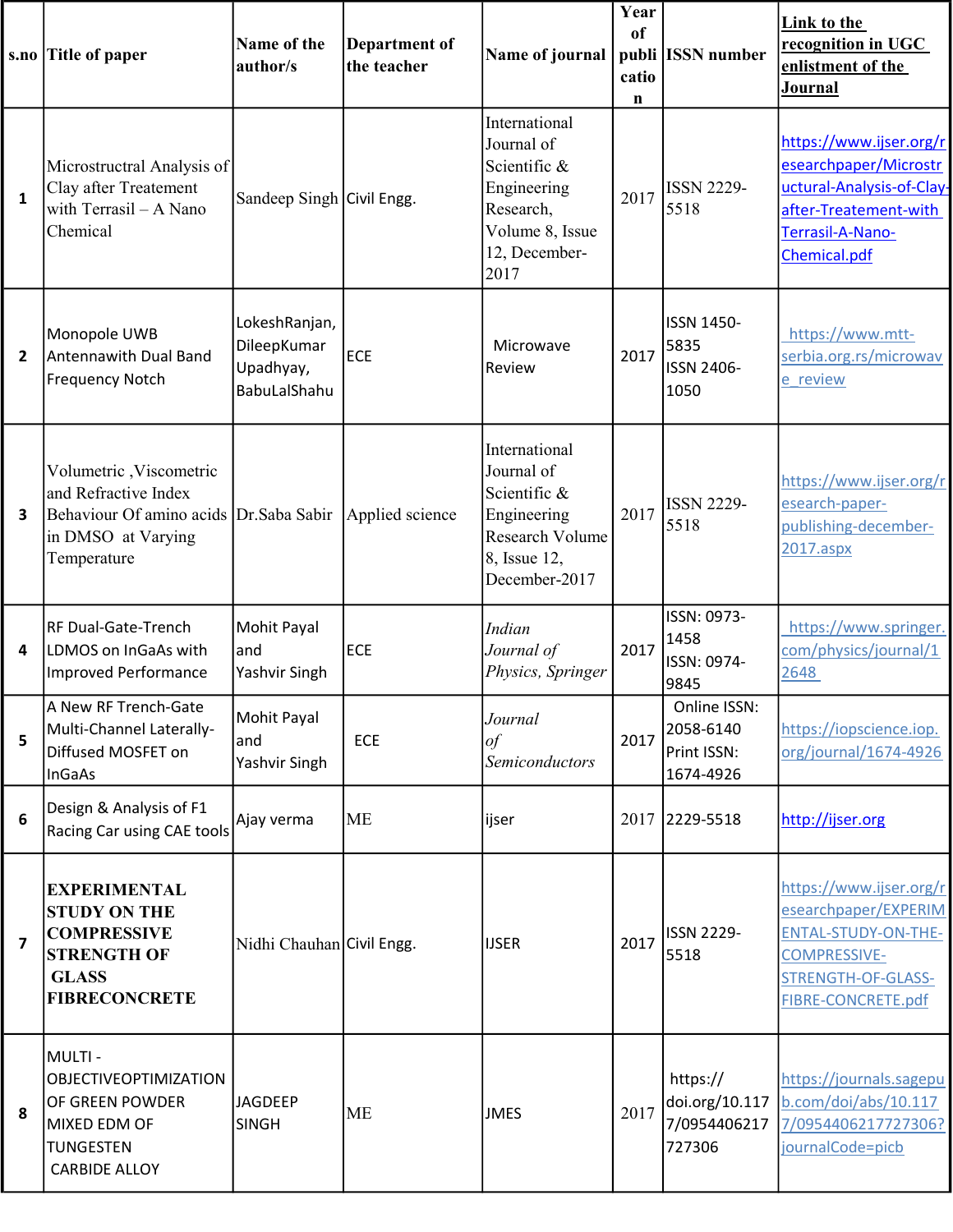| s.no | Title of paper | Name of the author/s | Department of the teacher | Name of journal | Year of publication | ISSN number | Link to the recognition in UGC enlistment of the Journal |
|---|---|---|---|---|---|---|---|
| 1 | Microstructral Analysis of Clay after Treatement with Terrasil – A Nano Chemical | Sandeep Singh | Civil Engg. | International Journal of Scientific & Engineering Research, Volume 8, Issue 12, December-2017 | 2017 | ISSN 2229-5518 | https://www.ijser.org/researchpaper/Microstructural-Analysis-of-Clay-after-Treatement-with Terrasil-A-Nano-Chemical.pdf |
| 2 | Monopole UWB Antennawith Dual Band Frequency Notch | LokeshRanjan, DileepKumar Upadhyay, BabuLalShahu | ECE | Microwave Review | 2017 | ISSN 1450-5835 ISSN 2406-1050 | https://www.mtt-serbia.org.rs/microwave_review |
| 3 | Volumetric ,Viscometric and Refractive Index Behaviour Of amino acids in DMSO at Varying Temperature | Dr.Saba Sabir | Applied science | International Journal of Scientific & Engineering Research Volume 8, Issue 12, December-2017 | 2017 | ISSN 2229-5518 | https://www.ijser.org/research-paper-publishing-december-2017.aspx |
| 4 | RF Dual-Gate-Trench LDMOS on InGaAs with Improved Performance | Mohit Payal and Yashvir Singh | ECE | *Indian Journal of Physics, Springer* | 2017 | ISSN: 0973-1458 ISSN: 0974-9845 | https://www.springer.com/physics/journal/12648 |
| 5 | A New RF Trench-Gate Multi-Channel Laterally-Diffused MOSFET on InGaAs | Mohit Payal and Yashvir Singh | ECE | *Journal of Semiconductors* | 2017 | Online ISSN: 2058-6140 Print ISSN: 1674-4926 | https://iopscience.iop.org/journal/1674-4926 |
| 6 | Design & Analysis of F1 Racing Car using CAE tools | Ajay verma | ME | ijser | 2017 | 2229-5518 | http://ijser.org |
| 7 | **EXPERIMENTAL STUDY ON THE COMPRESSIVE STRENGTH OF GLASS FIBRECONCRETE** | Nidhi Chauhan | Civil Engg. | IJSER | 2017 | ISSN 2229-5518 | https://www.ijser.org/researchpaper/EXPERIMENTAL-STUDY-ON-THE-COMPRESSIVE-STRENGTH-OF-GLASS-FIBRE-CONCRETE.pdf |
| 8 | MULTI - OBJECTIVEOPTIMIZATION OF GREEN POWDER MIXED EDM OF TUNGESTEN CARBIDE ALLOY | JAGDEEP SINGH | ME | JMES | 2017 | https://doi.org/10.1177/0954406217727306 | https://journals.sagepub.com/doi/abs/10.1177/0954406217727306?journalCode=picb |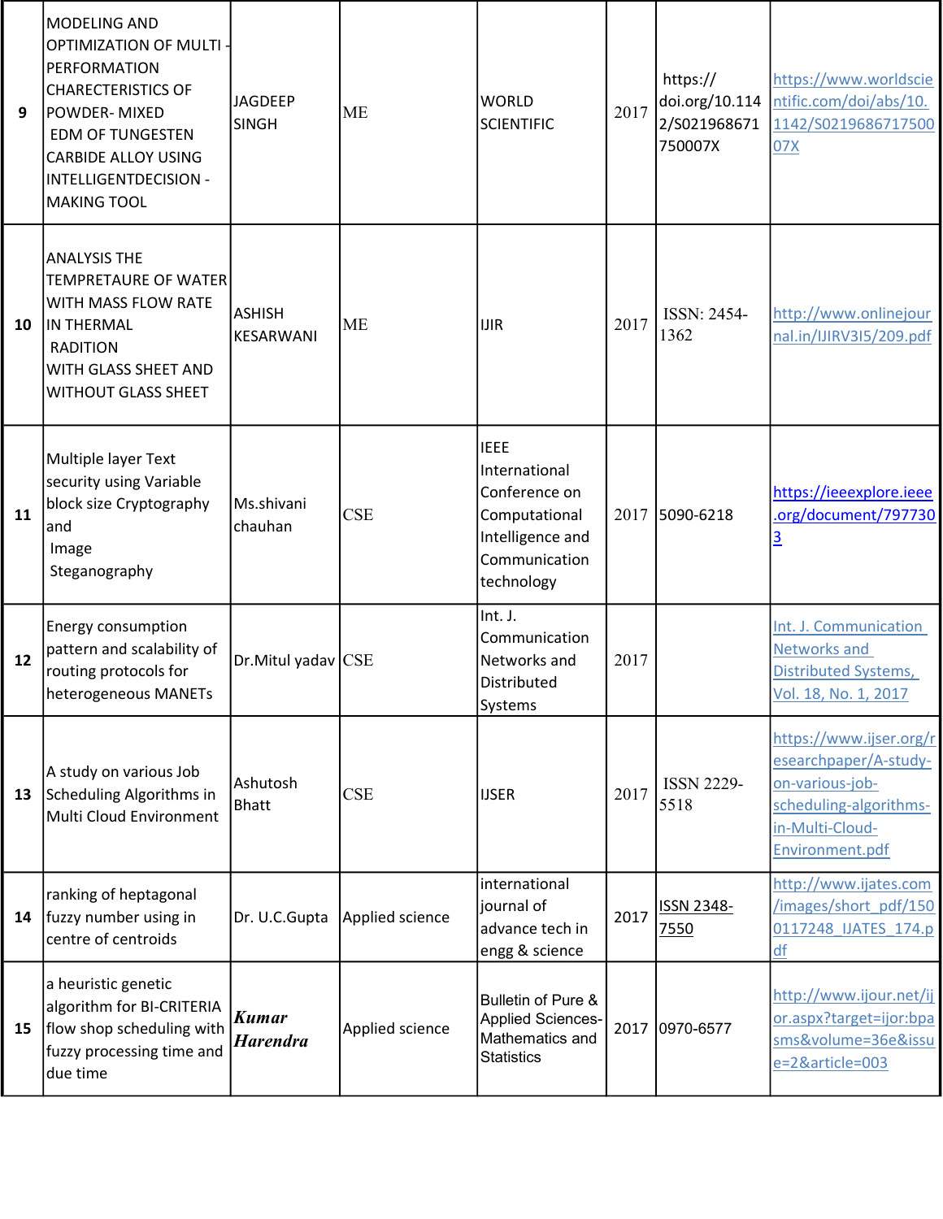| 9 | MODELING AND OPTIMIZATION OF MULTI - PERFORMATION CHARECTERISTICS OF POWDER- MIXED EDM OF TUNGESTEN CARBIDE ALLOY USING INTELLIGENTDECISION - MAKING TOOL | JAGDEEP SINGH | ME | WORLD SCIENTIFIC | 2017 | https://doi.org/10.1142/S021968671750007X | https://www.worldscientific.com/doi/abs/10.1142/S021968671750007X |
|---|---|---|---|---|---|---|---|
| 10 | ANALYSIS THE TEMPRETAURE OF WATER WITH MASS FLOW RATE IN THERMAL RADITION WITH GLASS SHEET AND WITHOUT GLASS SHEET | ASHISH KESARWANI | ME | IJIR | 2017 | ISSN: 2454-1362 | http://www.onlinejournal.in/IJIRV3I5/209.pdf |
| 11 | Multiple layer Text security using Variable block size Cryptography and Image Steganography | Ms.shivani chauhan | CSE | IEEE International Conference on Computational Intelligence and Communication technology | 2017 | 5090-6218 | https://ieeexplore.ieee.org/document/7977303 |
| 12 | Energy consumption pattern and scalability of routing protocols for heterogeneous MANETs | Dr.Mitul yadav | CSE | Int. J. Communication Networks and Distributed Systems | 2017 | | Int. J. Communication Networks and Distributed Systems, Vol. 18, No. 1, 2017 |
| 13 | A study on various Job Scheduling Algorithms in Multi Cloud Environment | Ashutosh Bhatt | CSE | IJSER | 2017 | ISSN 2229-5518 | https://www.ijser.org/researchpaper/A-study-on-various-job-scheduling-algorithms-in-Multi-Cloud-Environment.pdf |
| 14 | ranking of heptagonal fuzzy number using in centre of centroids | Dr. U.C.Gupta | Applied science | international journal of advance tech in engg & science | 2017 | ISSN 2348-7550 | http://www.ijates.com/images/short_pdf/1500117248_IJATES_174.pdf |
| 15 | a heuristic genetic algorithm for BI-CRITERIA flow shop scheduling with fuzzy processing time and due time | ***Kumar Harendra*** | Applied science | Bulletin of Pure & Applied Sciences-Mathematics and Statistics | 2017 | 0970-6577 | http://www.ijour.net/ijor.aspx?target=ijor:bpasms&volume=36e&issue=2&article=003 |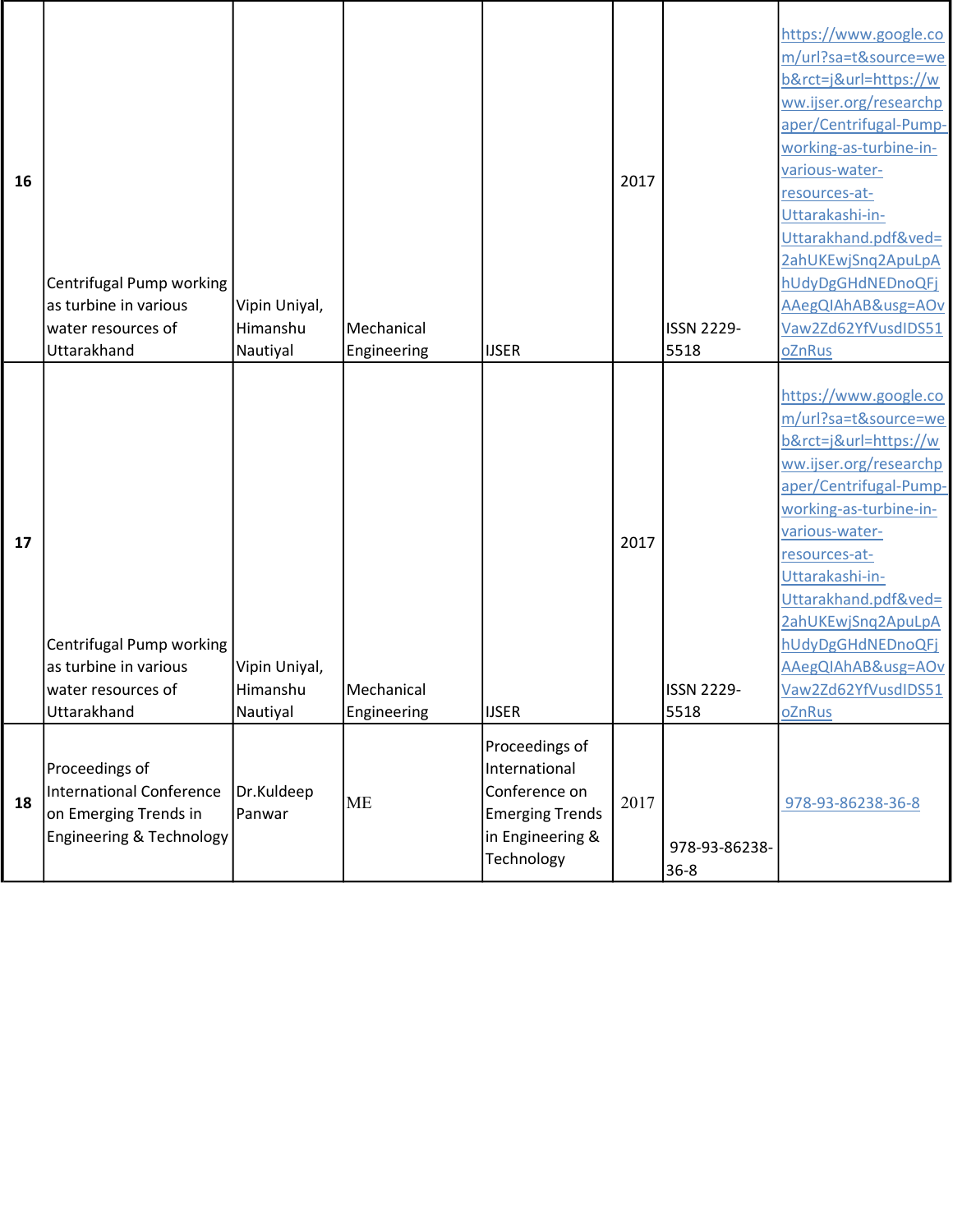| 16 | Centrifugal Pump working as turbine in various water resources of Uttarakhand | Vipin Uniyal, Himanshu Nautiyal | Mechanical Engineering | IJSER | 2017 | ISSN 2229-5518 | https://www.google.com/url?sa=t&source=web&rct=j&url=https://www.ijser.org/researchpaper/Centrifugal-Pump-working-as-turbine-in-various-water-resources-at-Uttarakashi-in-Uttarakhand.pdf&ved=2ahUKEwjSnq2ApuLpAhUdyDgGHdNEDnoQFjAAegQIAhAB&usg=AOvVaw2Zd62YfVusdIDS51oZnRus |
|---|---|---|---|---|---|---|---|
| 17 | Centrifugal Pump working as turbine in various water resources of Uttarakhand | Vipin Uniyal, Himanshu Nautiyal | Mechanical Engineering | IJSER | 2017 | ISSN 2229-5518 | https://www.google.com/url?sa=t&source=web&rct=j&url=https://www.ijser.org/researchpaper/Centrifugal-Pump-working-as-turbine-in-various-water-resources-at-Uttarakashi-in-Uttarakhand.pdf&ved=2ahUKEwjSnq2ApuLpAhUdyDgGHdNEDnoQFjAAegQIAhAB&usg=AOvVaw2Zd62YfVusdIDS51oZnRus |
| 18 | Proceedings of International Conference on Emerging Trends in Engineering & Technology | Dr.Kuldeep Panwar | ME | Proceedings of International Conference on Emerging Trends in Engineering & Technology | 2017 | 978-93-86238-36-8 | 978-93-86238-36-8 |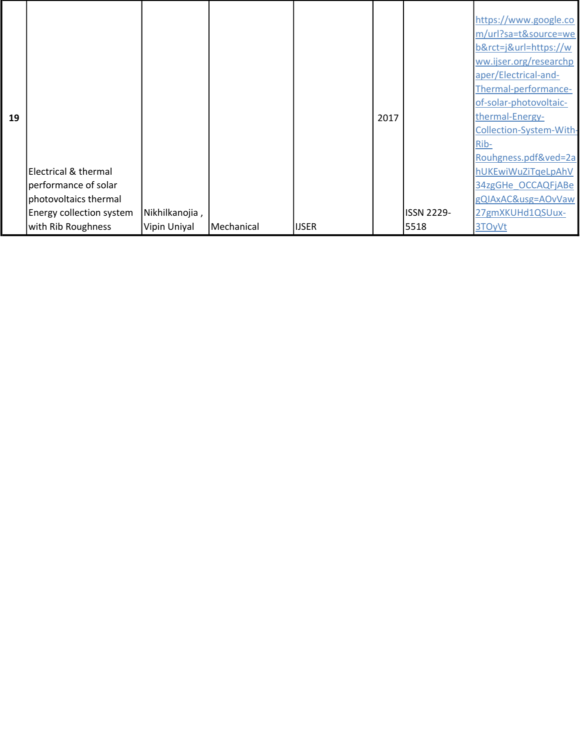| | | | | | | | |
|---|---|---|---|---|---|---|---|
| **19** | Electrical & thermal performance of solar photovoltaics thermal Energy collection system with Rib Roughness | Nikhilkanojia , Vipin Uniyal | Mechanical | IJSER | 2017 | ISSN 2229-5518 | https://www.google.com/url?sa=t&source=web&rct=j&url=https://www.ijser.org/researchpaper/Electrical-and-Thermal-performance-of-solar-photovoltaic-thermal-Energy-Collection-System-With-Rib-Rouhgness.pdf&ved=2ahUKEwiWuZiTqeLpAhV34zgGHe_OCCAQFjABegQIAxAC&usg=AOvVaw27gmXKUHd1QSUux-3TOyVt |